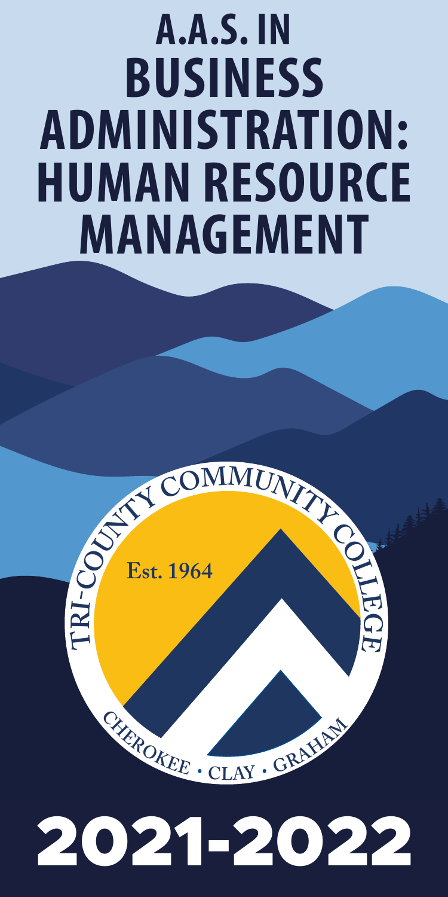# A.A.S. IN BUSINESS ADMINISTRATION: HUMAN RESOURCE MANAGEMENT

TRI-COUNTY COMMUNITY COLLEGE

Est. 1964

CHEROKEE • CLAY • GRAHAM

# 2021-2022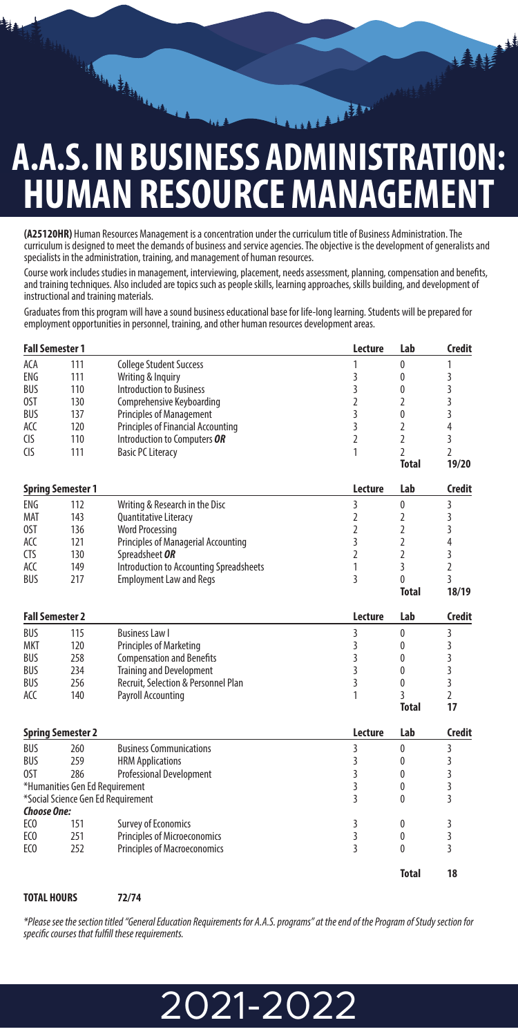# A.A.S. IN BUSINESS ADMINISTRATION: HUMAN RESOURCE MANAGEMENT

**(A25120HR)** Human Resources Management is a concentration under the curriculum title of Business Administration. The curriculum is designed to meet the demands of business and service agencies. The objective is the development of generalists and specialists in the administration, training, and management of human resources.

Course work includes studies in management, interviewing, placement, needs assessment, planning, compensation and benefits, and training techniques. Also included are topics such as people skills, learning approaches, skills building, and development of instructional and training materials.

Graduates from this program will have a sound business educational base for life-long learning. Students will be prepared for employment opportunities in personnel, training, and other human resources development areas.

| Fall Semester 1 | | | Lecture | Lab | Credit |
|---|---|---|---|---|---|
| ACA | 111 | College Student Success | 1 | 0 | 1 |
| ENG | 111 | Writing & Inquiry | 3 | 0 | 3 |
| BUS | 110 | Introduction to Business | 3 | 0 | 3 |
| OST | 130 | Comprehensive Keyboarding | 2 | 2 | 3 |
| BUS | 137 | Principles of Management | 3 | 0 | 3 |
| ACC | 120 | Principles of Financial Accounting | 3 | 2 | 4 |
| CIS | 110 | Introduction to Computers ***OR*** | 2 | 2 | 3 |
| CIS | 111 | Basic PC Literacy | 1 | 2 | 2 |
| | | | | **Total** | **19/20** |

| Spring Semester 1 | | | Lecture | Lab | Credit |
|---|---|---|---|---|---|
| ENG | 112 | Writing & Research in the Disc | 3 | 0 | 3 |
| MAT | 143 | Quantitative Literacy | 2 | 2 | 3 |
| OST | 136 | Word Processing | 2 | 2 | 3 |
| ACC | 121 | Principles of Managerial Accounting | 3 | 2 | 4 |
| CTS | 130 | Spreadsheet ***OR*** | 2 | 2 | 3 |
| ACC | 149 | Introduction to Accounting Spreadsheets | 1 | 3 | 2 |
| BUS | 217 | Employment Law and Regs | 3 | 0 | 3 |
| | | | | **Total** | **18/19** |

| Fall Semester 2 | | | Lecture | Lab | Credit |
|---|---|---|---|---|---|
| BUS | 115 | Business Law I | 3 | 0 | 3 |
| MKT | 120 | Principles of Marketing | 3 | 0 | 3 |
| BUS | 258 | Compensation and Benefits | 3 | 0 | 3 |
| BUS | 234 | Training and Development | 3 | 0 | 3 |
| BUS | 256 | Recruit, Selection & Personnel Plan | 3 | 0 | 3 |
| ACC | 140 | Payroll Accounting | 1 | 3 | 2 |
| | | | | **Total** | **17** |

| Spring Semester 2 | | | Lecture | Lab | Credit |
|---|---|---|---|---|---|
| BUS | 260 | Business Communications | 3 | 0 | 3 |
| BUS | 259 | HRM Applications | 3 | 0 | 3 |
| OST | 286 | Professional Development | 3 | 0 | 3 |
| *Humanities Gen Ed Requirement | | | 3 | 0 | 3 |
| *Social Science Gen Ed Requirement | | | 3 | 0 | 3 |
| ***Choose One:*** | | | | | |
| ECO | 151 | Survey of Economics | 3 | 0 | 3 |
| ECO | 251 | Principles of Microeconomics | 3 | 0 | 3 |
| ECO | 252 | Principles of Macroeconomics | 3 | 0 | 3 |
| | | | | **Total** | **18** |

**TOTAL HOURS** **72/74**

*\*Please see the section titled "General Education Requirements for A.A.S. programs" at the end of the Program of Study section for specific courses that fulfill these requirements.*

2021-2022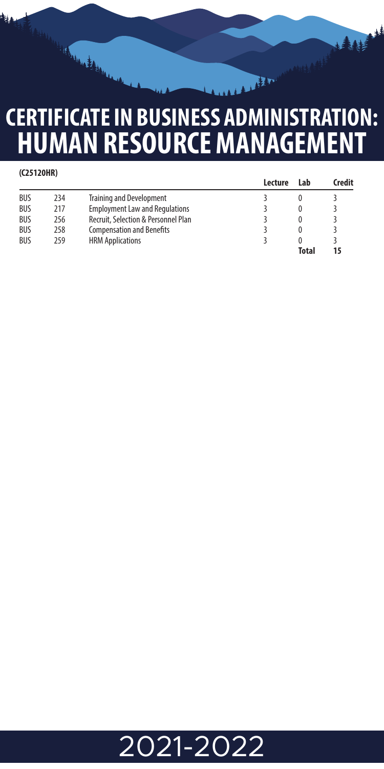# CERTIFICATE IN BUSINESS ADMINISTRATION: HUMAN RESOURCE MANAGEMENT

**(C25120HR)**

| | | | Lecture | Lab | Credit |
|---|---|---|---|---|---|
| BUS | 234 | Training and Development | 3 | 0 | 3 |
| BUS | 217 | Employment Law and Regulations | 3 | 0 | 3 |
| BUS | 256 | Recruit, Selection & Personnel Plan | 3 | 0 | 3 |
| BUS | 258 | Compensation and Benefits | 3 | 0 | 3 |
| BUS | 259 | HRM Applications | 3 | 0 | 3 |
| | | | | **Total** | **15** |

2021-2022